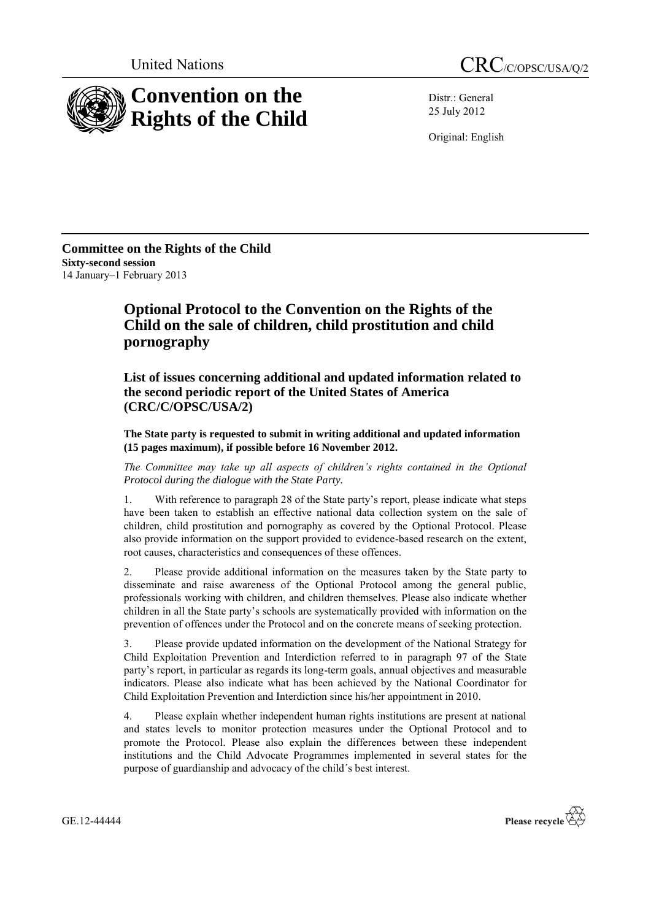United Nations CRC/C/OPSC/USA/Q/2

# Convention on the Rights of the Child

Distr.: General
25 July 2012

Original: English

**Committee on the Rights of the Child**
**Sixty-second session**
14 January–1 February 2013

## Optional Protocol to the Convention on the Rights of the Child on the sale of children, child prostitution and child pornography

### List of issues concerning additional and updated information related to the second periodic report of the United States of America (CRC/C/OPSC/USA/2)

**The State party is requested to submit in writing additional and updated information (15 pages maximum), if possible before 16 November 2012.**

*The Committee may take up all aspects of children's rights contained in the Optional Protocol during the dialogue with the State Party.*

1. With reference to paragraph 28 of the State party's report, please indicate what steps have been taken to establish an effective national data collection system on the sale of children, child prostitution and pornography as covered by the Optional Protocol. Please also provide information on the support provided to evidence-based research on the extent, root causes, characteristics and consequences of these offences.

2. Please provide additional information on the measures taken by the State party to disseminate and raise awareness of the Optional Protocol among the general public, professionals working with children, and children themselves. Please also indicate whether children in all the State party's schools are systematically provided with information on the prevention of offences under the Protocol and on the concrete means of seeking protection.

3. Please provide updated information on the development of the National Strategy for Child Exploitation Prevention and Interdiction referred to in paragraph 97 of the State party's report, in particular as regards its long-term goals, annual objectives and measurable indicators. Please also indicate what has been achieved by the National Coordinator for Child Exploitation Prevention and Interdiction since his/her appointment in 2010.

4. Please explain whether independent human rights institutions are present at national and states levels to monitor protection measures under the Optional Protocol and to promote the Protocol. Please also explain the differences between these independent institutions and the Child Advocate Programmes implemented in several states for the purpose of guardianship and advocacy of the child´s best interest.

GE.12-44444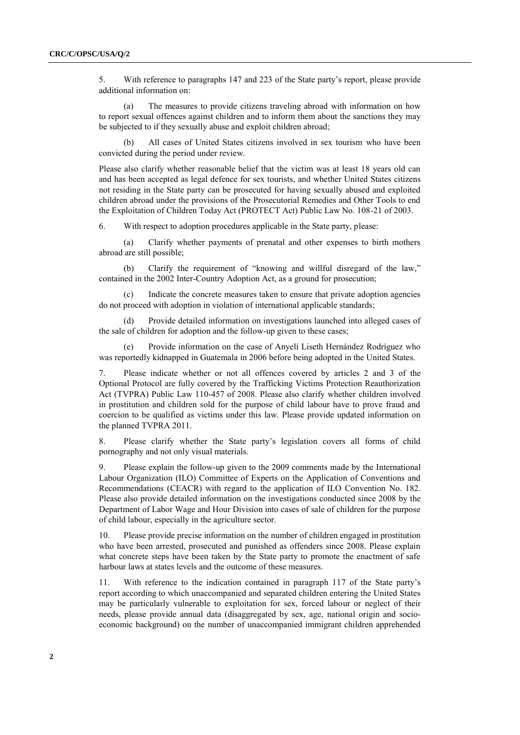5. With reference to paragraphs 147 and 223 of the State party's report, please provide additional information on:

(a) The measures to provide citizens traveling abroad with information on how to report sexual offences against children and to inform them about the sanctions they may be subjected to if they sexually abuse and exploit children abroad;

(b) All cases of United States citizens involved in sex tourism who have been convicted during the period under review.

Please also clarify whether reasonable belief that the victim was at least 18 years old can and has been accepted as legal defence for sex tourists, and whether United States citizens not residing in the State party can be prosecuted for having sexually abused and exploited children abroad under the provisions of the Prosecutorial Remedies and Other Tools to end the Exploitation of Children Today Act (PROTECT Act) Public Law No. 108-21 of 2003.

6. With respect to adoption procedures applicable in the State party, please:

(a) Clarify whether payments of prenatal and other expenses to birth mothers abroad are still possible;

(b) Clarify the requirement of "knowing and willful disregard of the law," contained in the 2002 Inter-Country Adoption Act, as a ground for prosecution;

(c) Indicate the concrete measures taken to ensure that private adoption agencies do not proceed with adoption in violation of international applicable standards;

(d) Provide detailed information on investigations launched into alleged cases of the sale of children for adoption and the follow-up given to these cases;

(e) Provide information on the case of Anyelí Liseth Hernández Rodríguez who was reportedly kidnapped in Guatemala in 2006 before being adopted in the United States.

7. Please indicate whether or not all offences covered by articles 2 and 3 of the Optional Protocol are fully covered by the Trafficking Victims Protection Reauthorization Act (TVPRA) Public Law 110-457 of 2008. Please also clarify whether children involved in prostitution and children sold for the purpose of child labour have to prove fraud and coercion to be qualified as victims under this law. Please provide updated information on the planned TVPRA 2011.

8. Please clarify whether the State party's legislation covers all forms of child pornography and not only visual materials.

9. Please explain the follow-up given to the 2009 comments made by the International Labour Organization (ILO) Committee of Experts on the Application of Conventions and Recommendations (CEACR) with regard to the application of ILO Convention No. 182. Please also provide detailed information on the investigations conducted since 2008 by the Department of Labor Wage and Hour Division into cases of sale of children for the purpose of child labour, especially in the agriculture sector.

10. Please provide precise information on the number of children engaged in prostitution who have been arrested, prosecuted and punished as offenders since 2008. Please explain what concrete steps have been taken by the State party to promote the enactment of safe harbour laws at states levels and the outcome of these measures.

11. With reference to the indication contained in paragraph 117 of the State party's report according to which unaccompanied and separated children entering the United States may be particularly vulnerable to exploitation for sex, forced labour or neglect of their needs, please provide annual data (disaggregated by sex, age, national origin and socio-economic background) on the number of unaccompanied immigrant children apprehended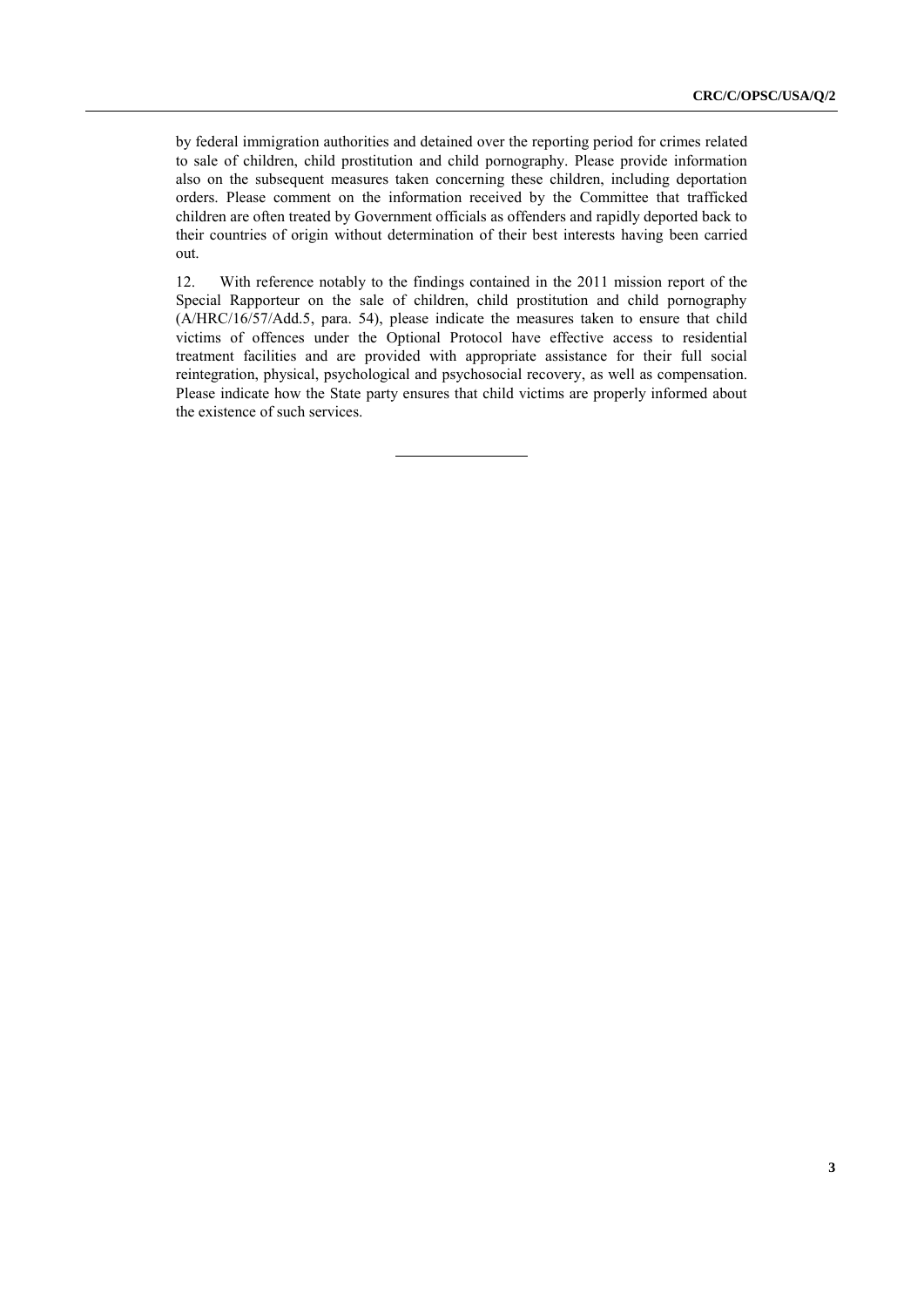by federal immigration authorities and detained over the reporting period for crimes related to sale of children, child prostitution and child pornography. Please provide information also on the subsequent measures taken concerning these children, including deportation orders. Please comment on the information received by the Committee that trafficked children are often treated by Government officials as offenders and rapidly deported back to their countries of origin without determination of their best interests having been carried out.

12. With reference notably to the findings contained in the 2011 mission report of the Special Rapporteur on the sale of children, child prostitution and child pornography (A/HRC/16/57/Add.5, para. 54), please indicate the measures taken to ensure that child victims of offences under the Optional Protocol have effective access to residential treatment facilities and are provided with appropriate assistance for their full social reintegration, physical, psychological and psychosocial recovery, as well as compensation. Please indicate how the State party ensures that child victims are properly informed about the existence of such services.